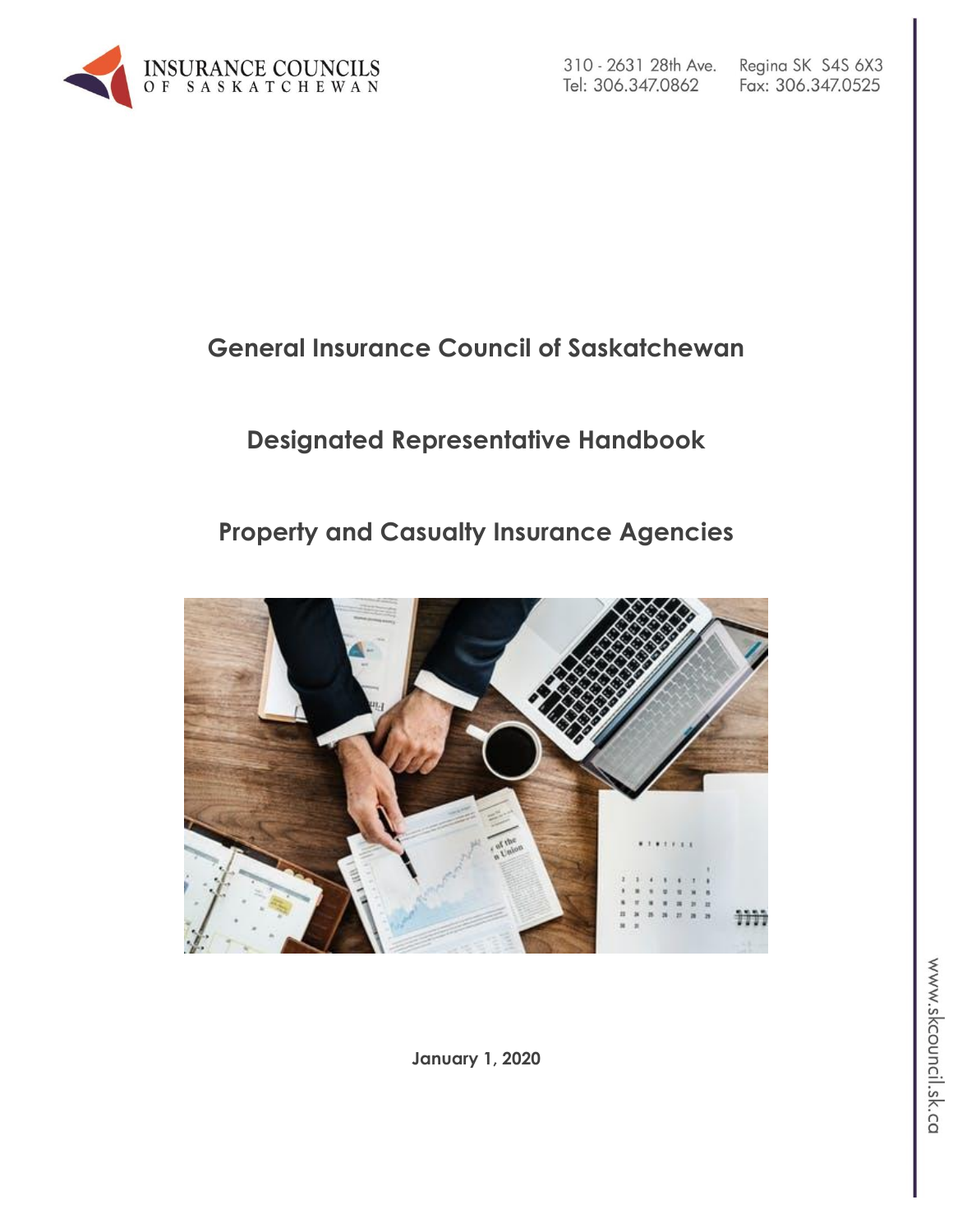INSURANCE COUNCILS OF SASKATCHEWAN

310 - 2631 28th Ave. Regina SK S4S 6X3
Tel: 306.347.0862 Fax: 306.347.0525

# General Insurance Council of Saskatchewan

# Designated Representative Handbook

# Property and Casualty Insurance Agencies

**January 1, 2020**

www.skcouncil.sk.ca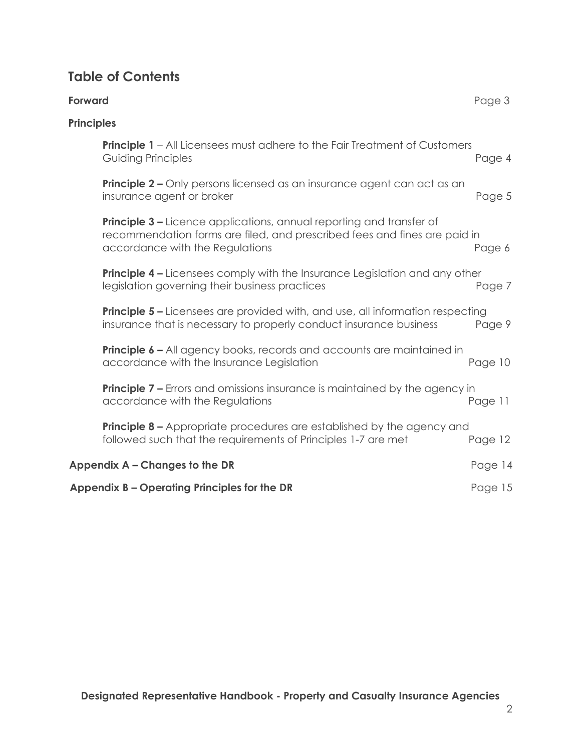## Table of Contents

**Forward** Page 3

**Principles**

**Principle 1** – All Licensees must adhere to the Fair Treatment of Customers Guiding Principles Page 4

**Principle 2 –** Only persons licensed as an insurance agent can act as an insurance agent or broker Page 5

**Principle 3 –** Licence applications, annual reporting and transfer of recommendation forms are filed, and prescribed fees and fines are paid in accordance with the Regulations Page 6

**Principle 4 –** Licensees comply with the Insurance Legislation and any other legislation governing their business practices Page 7

**Principle 5 –** Licensees are provided with, and use, all information respecting insurance that is necessary to properly conduct insurance business Page 9

**Principle 6 –** All agency books, records and accounts are maintained in accordance with the Insurance Legislation Page 10

**Principle 7 –** Errors and omissions insurance is maintained by the agency in accordance with the Regulations Page 11

**Principle 8 –** Appropriate procedures are established by the agency and followed such that the requirements of Principles 1-7 are met Page 12

**Appendix A – Changes to the DR** Page 14

**Appendix B – Operating Principles for the DR** Page 15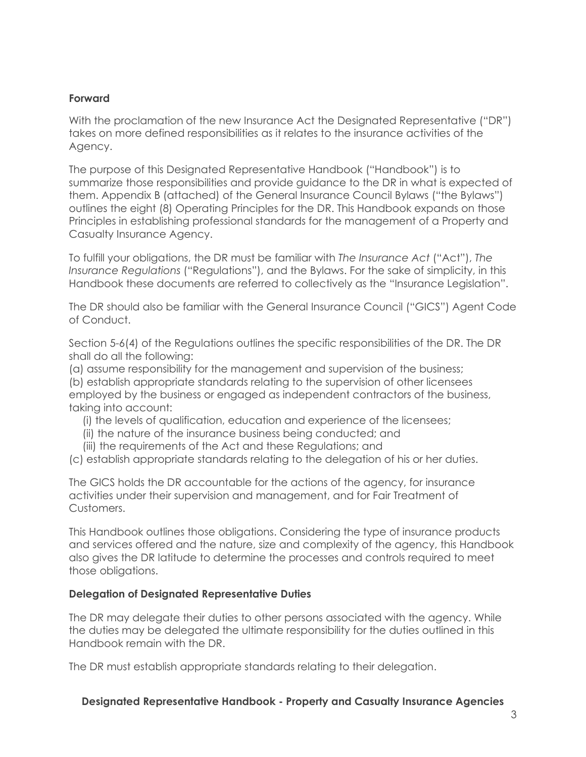## Forward

With the proclamation of the new Insurance Act the Designated Representative ("DR") takes on more defined responsibilities as it relates to the insurance activities of the Agency.

The purpose of this Designated Representative Handbook ("Handbook") is to summarize those responsibilities and provide guidance to the DR in what is expected of them. Appendix B (attached) of the General Insurance Council Bylaws ("the Bylaws") outlines the eight (8) Operating Principles for the DR. This Handbook expands on those Principles in establishing professional standards for the management of a Property and Casualty Insurance Agency.

To fulfill your obligations, the DR must be familiar with *The Insurance Act* ("Act"), *The Insurance Regulations* ("Regulations"), and the Bylaws. For the sake of simplicity, in this Handbook these documents are referred to collectively as the "Insurance Legislation".

The DR should also be familiar with the General Insurance Council ("GICS") Agent Code of Conduct.

Section 5-6(4) of the Regulations outlines the specific responsibilities of the DR. The DR shall do all the following:

(a) assume responsibility for the management and supervision of the business;
(b) establish appropriate standards relating to the supervision of other licensees employed by the business or engaged as independent contractors of the business, taking into account:
   (i) the levels of qualification, education and experience of the licensees;
   (ii) the nature of the insurance business being conducted; and
   (iii) the requirements of the Act and these Regulations; and
(c) establish appropriate standards relating to the delegation of his or her duties.

The GICS holds the DR accountable for the actions of the agency, for insurance activities under their supervision and management, and for Fair Treatment of Customers.

This Handbook outlines those obligations. Considering the type of insurance products and services offered and the nature, size and complexity of the agency, this Handbook also gives the DR latitude to determine the processes and controls required to meet those obligations.

## Delegation of Designated Representative Duties

The DR may delegate their duties to other persons associated with the agency. While the duties may be delegated the ultimate responsibility for the duties outlined in this Handbook remain with the DR.

The DR must establish appropriate standards relating to their delegation.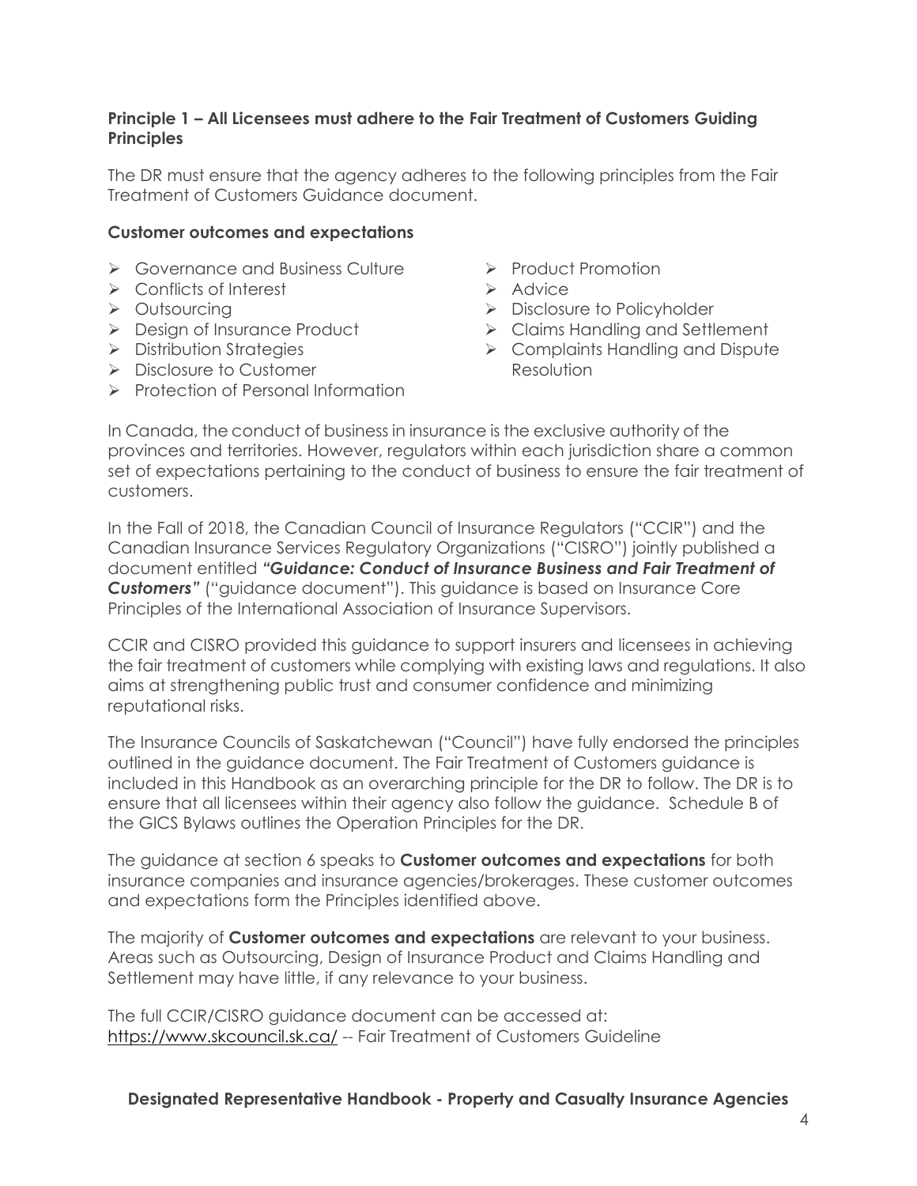**Principle 1 – All Licensees must adhere to the Fair Treatment of Customers Guiding Principles**

The DR must ensure that the agency adheres to the following principles from the Fair Treatment of Customers Guidance document.

**Customer outcomes and expectations**

- Governance and Business Culture
- Conflicts of Interest
- Outsourcing
- Design of Insurance Product
- Distribution Strategies
- Disclosure to Customer
- Protection of Personal Information
- Product Promotion
- Advice
- Disclosure to Policyholder
- Claims Handling and Settlement
- Complaints Handling and Dispute Resolution

In Canada, the conduct of business in insurance is the exclusive authority of the provinces and territories. However, regulators within each jurisdiction share a common set of expectations pertaining to the conduct of business to ensure the fair treatment of customers.

In the Fall of 2018, the Canadian Council of Insurance Regulators ("CCIR") and the Canadian Insurance Services Regulatory Organizations ("CISRO") jointly published a document entitled ***"Guidance: Conduct of Insurance Business and Fair Treatment of Customers"*** ("guidance document"). This guidance is based on Insurance Core Principles of the International Association of Insurance Supervisors.

CCIR and CISRO provided this guidance to support insurers and licensees in achieving the fair treatment of customers while complying with existing laws and regulations. It also aims at strengthening public trust and consumer confidence and minimizing reputational risks.

The Insurance Councils of Saskatchewan ("Council") have fully endorsed the principles outlined in the guidance document. The Fair Treatment of Customers guidance is included in this Handbook as an overarching principle for the DR to follow. The DR is to ensure that all licensees within their agency also follow the guidance. Schedule B of the GICS Bylaws outlines the Operation Principles for the DR.

The guidance at section 6 speaks to **Customer outcomes and expectations** for both insurance companies and insurance agencies/brokerages. These customer outcomes and expectations form the Principles identified above.

The majority of **Customer outcomes and expectations** are relevant to your business. Areas such as Outsourcing, Design of Insurance Product and Claims Handling and Settlement may have little, if any relevance to your business.

The full CCIR/CISRO guidance document can be accessed at:
[https://www.skcouncil.sk.ca/](https://www.skcouncil.sk.ca/) -- Fair Treatment of Customers Guideline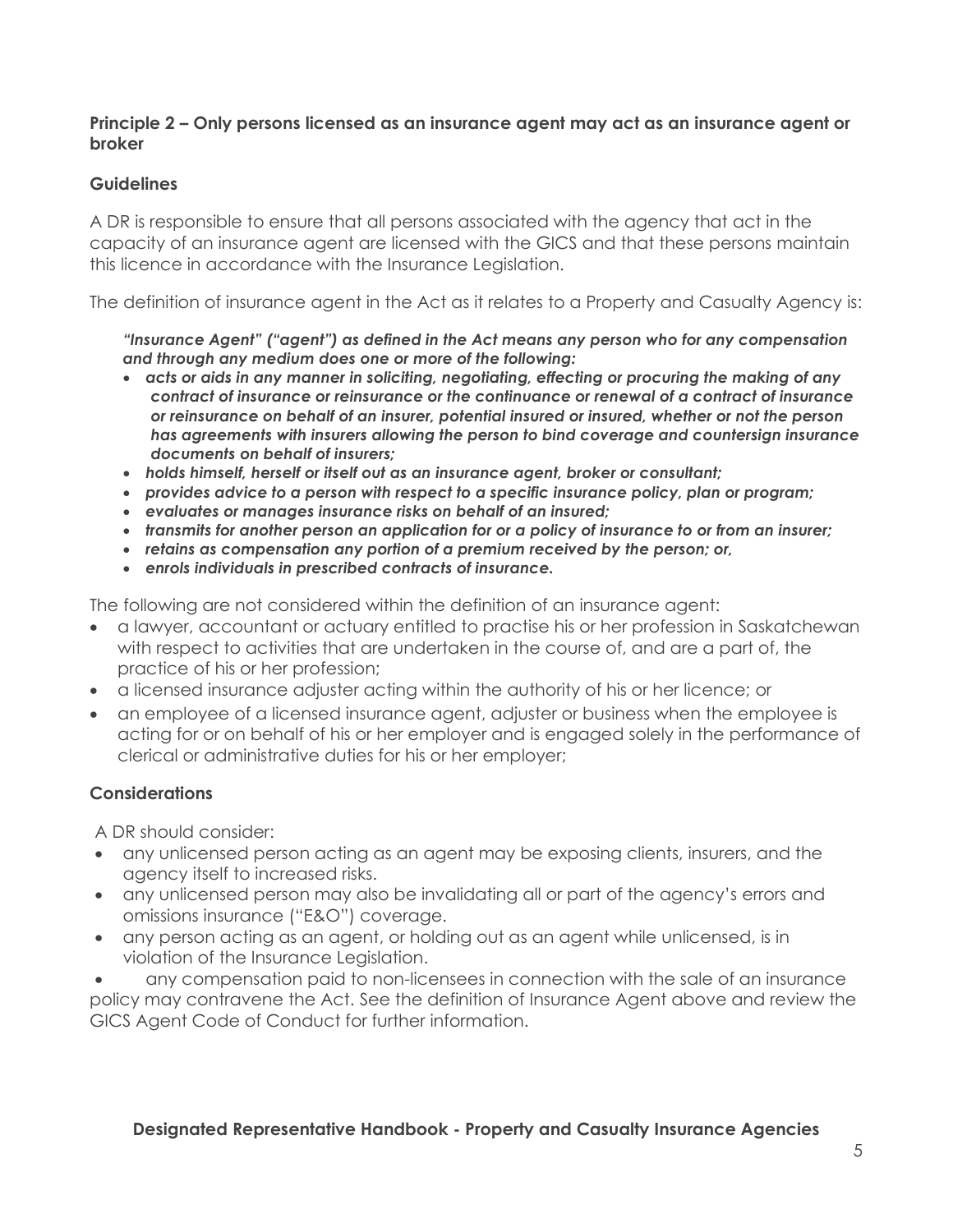**Principle 2 – Only persons licensed as an insurance agent may act as an insurance agent or broker**

**Guidelines**

A DR is responsible to ensure that all persons associated with the agency that act in the capacity of an insurance agent are licensed with the GICS and that these persons maintain this licence in accordance with the Insurance Legislation.

The definition of insurance agent in the Act as it relates to a Property and Casualty Agency is:

> ***"Insurance Agent" ("agent") as defined in the Act means any person who for any compensation and through any medium does one or more of the following:***
>
> - ***acts or aids in any manner in soliciting, negotiating, effecting or procuring the making of any contract of insurance or reinsurance or the continuance or renewal of a contract of insurance or reinsurance on behalf of an insurer, potential insured or insured, whether or not the person has agreements with insurers allowing the person to bind coverage and countersign insurance documents on behalf of insurers;***
> - ***holds himself, herself or itself out as an insurance agent, broker or consultant;***
> - ***provides advice to a person with respect to a specific insurance policy, plan or program;***
> - ***evaluates or manages insurance risks on behalf of an insured;***
> - ***transmits for another person an application for or a policy of insurance to or from an insurer;***
> - ***retains as compensation any portion of a premium received by the person; or,***
> - ***enrols individuals in prescribed contracts of insurance.***

The following are not considered within the definition of an insurance agent:

- a lawyer, accountant or actuary entitled to practise his or her profession in Saskatchewan with respect to activities that are undertaken in the course of, and are a part of, the practice of his or her profession;
- a licensed insurance adjuster acting within the authority of his or her licence; or
- an employee of a licensed insurance agent, adjuster or business when the employee is acting for or on behalf of his or her employer and is engaged solely in the performance of clerical or administrative duties for his or her employer;

**Considerations**

A DR should consider:

- any unlicensed person acting as an agent may be exposing clients, insurers, and the agency itself to increased risks.
- any unlicensed person may also be invalidating all or part of the agency's errors and omissions insurance ("E&O") coverage.
- any person acting as an agent, or holding out as an agent while unlicensed, is in violation of the Insurance Legislation.
- any compensation paid to non-licensees in connection with the sale of an insurance policy may contravene the Act. See the definition of Insurance Agent above and review the GICS Agent Code of Conduct for further information.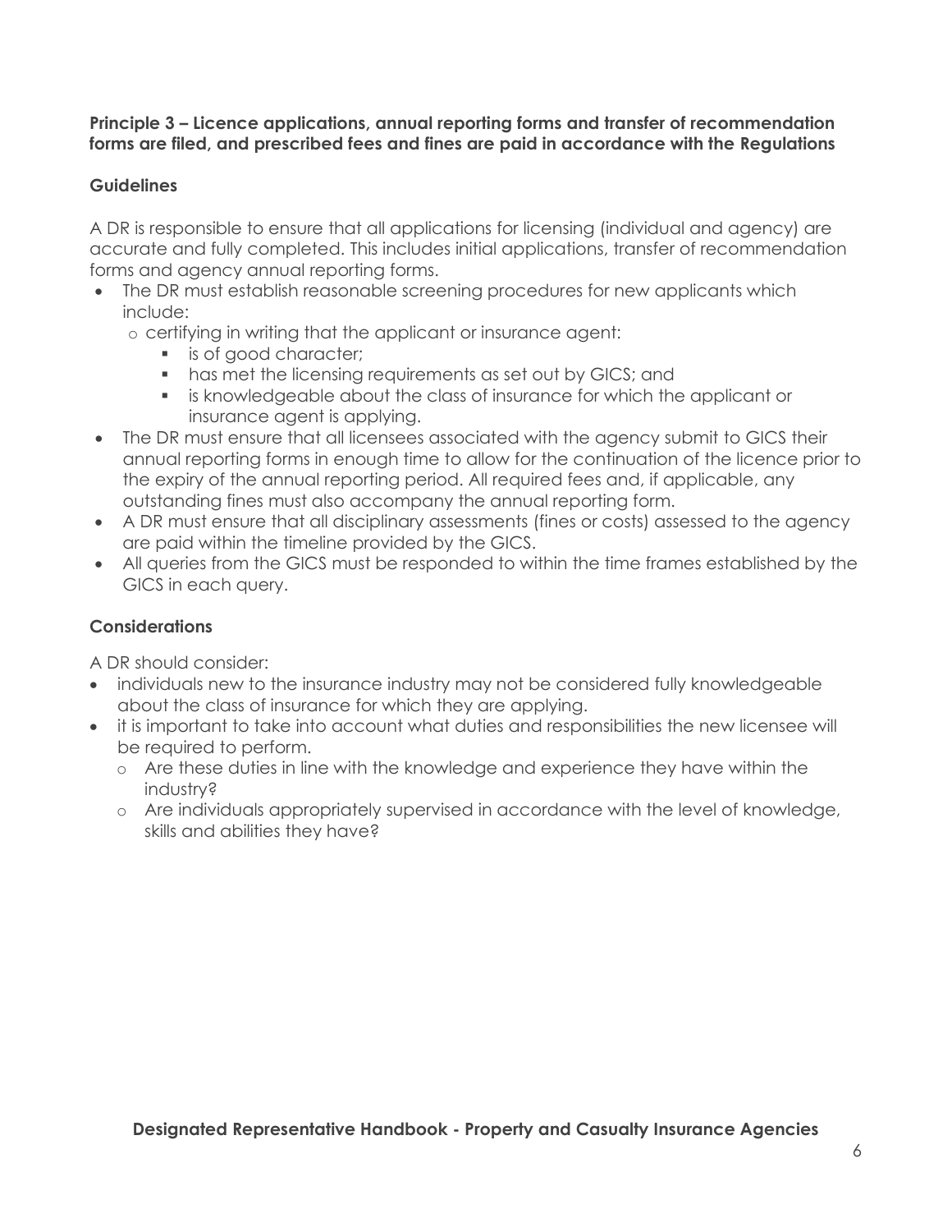**Principle 3 – Licence applications, annual reporting forms and transfer of recommendation forms are filed, and prescribed fees and fines are paid in accordance with the Regulations**

**Guidelines**

A DR is responsible to ensure that all applications for licensing (individual and agency) are accurate and fully completed. This includes initial applications, transfer of recommendation forms and agency annual reporting forms.

- The DR must establish reasonable screening procedures for new applicants which include:
  - certifying in writing that the applicant or insurance agent:
    - is of good character;
    - has met the licensing requirements as set out by GICS; and
    - is knowledgeable about the class of insurance for which the applicant or insurance agent is applying.
- The DR must ensure that all licensees associated with the agency submit to GICS their annual reporting forms in enough time to allow for the continuation of the licence prior to the expiry of the annual reporting period. All required fees and, if applicable, any outstanding fines must also accompany the annual reporting form.
- A DR must ensure that all disciplinary assessments (fines or costs) assessed to the agency are paid within the timeline provided by the GICS.
- All queries from the GICS must be responded to within the time frames established by the GICS in each query.

**Considerations**

A DR should consider:

- individuals new to the insurance industry may not be considered fully knowledgeable about the class of insurance for which they are applying.
- it is important to take into account what duties and responsibilities the new licensee will be required to perform.
  - Are these duties in line with the knowledge and experience they have within the industry?
  - Are individuals appropriately supervised in accordance with the level of knowledge, skills and abilities they have?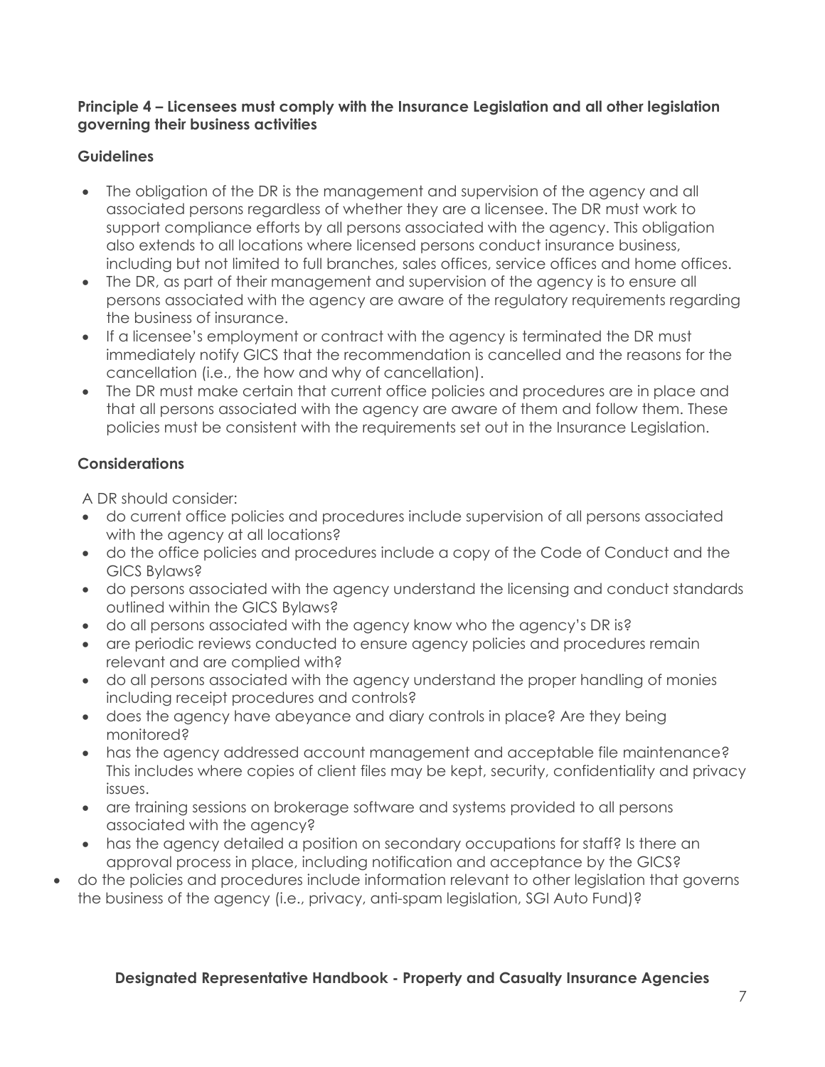**Principle 4 – Licensees must comply with the Insurance Legislation and all other legislation governing their business activities**

**Guidelines**

- The obligation of the DR is the management and supervision of the agency and all associated persons regardless of whether they are a licensee. The DR must work to support compliance efforts by all persons associated with the agency. This obligation also extends to all locations where licensed persons conduct insurance business, including but not limited to full branches, sales offices, service offices and home offices.
- The DR, as part of their management and supervision of the agency is to ensure all persons associated with the agency are aware of the regulatory requirements regarding the business of insurance.
- If a licensee's employment or contract with the agency is terminated the DR must immediately notify GICS that the recommendation is cancelled and the reasons for the cancellation (i.e., the how and why of cancellation).
- The DR must make certain that current office policies and procedures are in place and that all persons associated with the agency are aware of them and follow them. These policies must be consistent with the requirements set out in the Insurance Legislation.

**Considerations**

A DR should consider:

- do current office policies and procedures include supervision of all persons associated with the agency at all locations?
- do the office policies and procedures include a copy of the Code of Conduct and the GICS Bylaws?
- do persons associated with the agency understand the licensing and conduct standards outlined within the GICS Bylaws?
- do all persons associated with the agency know who the agency's DR is?
- are periodic reviews conducted to ensure agency policies and procedures remain relevant and are complied with?
- do all persons associated with the agency understand the proper handling of monies including receipt procedures and controls?
- does the agency have abeyance and diary controls in place? Are they being monitored?
- has the agency addressed account management and acceptable file maintenance? This includes where copies of client files may be kept, security, confidentiality and privacy issues.
- are training sessions on brokerage software and systems provided to all persons associated with the agency?
- has the agency detailed a position on secondary occupations for staff? Is there an approval process in place, including notification and acceptance by the GICS?
- do the policies and procedures include information relevant to other legislation that governs the business of the agency (i.e., privacy, anti-spam legislation, SGI Auto Fund)?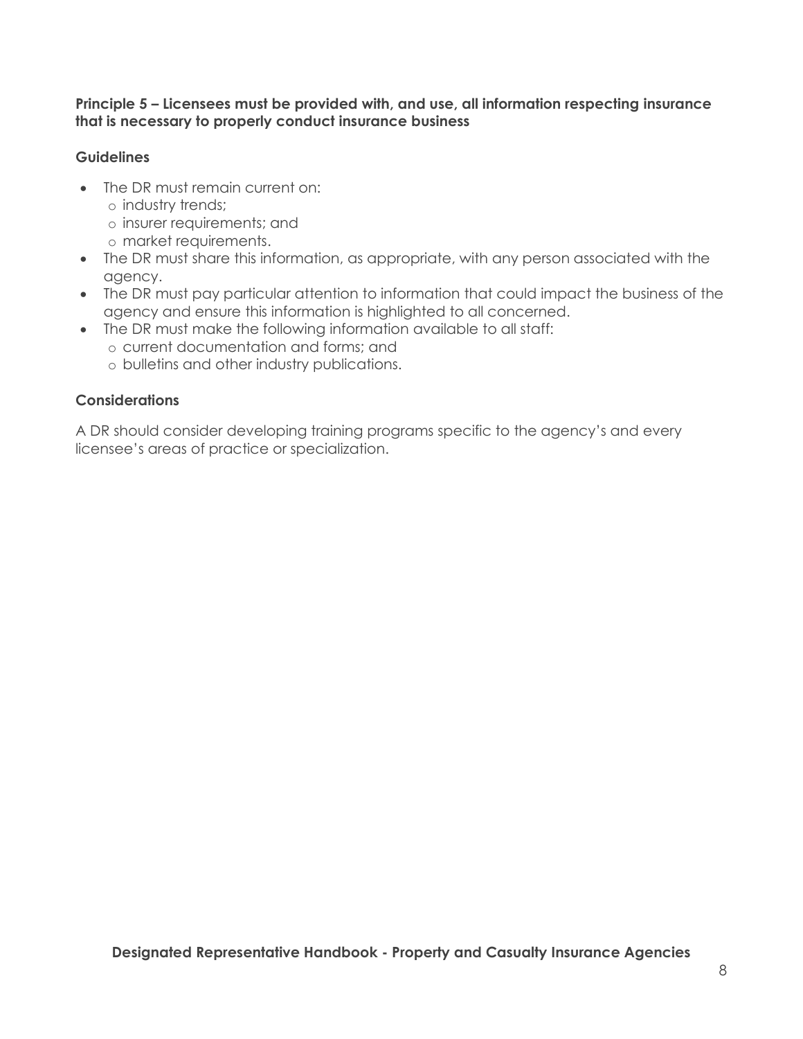**Principle 5 – Licensees must be provided with, and use, all information respecting insurance that is necessary to properly conduct insurance business**

### Guidelines

- The DR must remain current on:
  - industry trends;
  - insurer requirements; and
  - market requirements.
- The DR must share this information, as appropriate, with any person associated with the agency.
- The DR must pay particular attention to information that could impact the business of the agency and ensure this information is highlighted to all concerned.
- The DR must make the following information available to all staff:
  - current documentation and forms; and
  - bulletins and other industry publications.

### Considerations

A DR should consider developing training programs specific to the agency's and every licensee's areas of practice or specialization.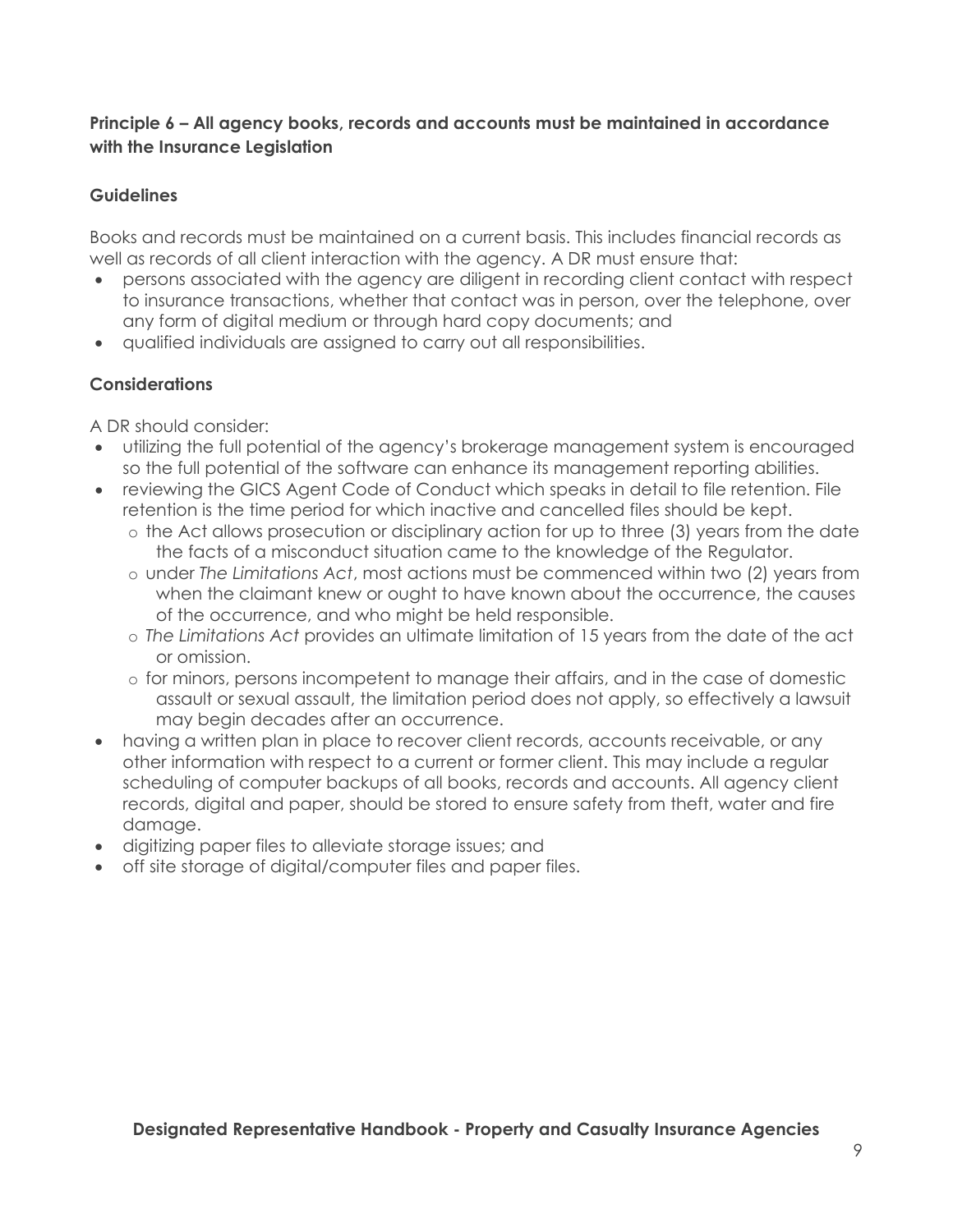### Principle 6 – All agency books, records and accounts must be maintained in accordance with the Insurance Legislation

#### Guidelines

Books and records must be maintained on a current basis. This includes financial records as well as records of all client interaction with the agency. A DR must ensure that:

- persons associated with the agency are diligent in recording client contact with respect to insurance transactions, whether that contact was in person, over the telephone, over any form of digital medium or through hard copy documents; and
- qualified individuals are assigned to carry out all responsibilities.

#### Considerations

A DR should consider:

- utilizing the full potential of the agency's brokerage management system is encouraged so the full potential of the software can enhance its management reporting abilities.
- reviewing the GICS Agent Code of Conduct which speaks in detail to file retention. File retention is the time period for which inactive and cancelled files should be kept.
  - the Act allows prosecution or disciplinary action for up to three (3) years from the date the facts of a misconduct situation came to the knowledge of the Regulator.
  - under *The Limitations Act*, most actions must be commenced within two (2) years from when the claimant knew or ought to have known about the occurrence, the causes of the occurrence, and who might be held responsible.
  - *The Limitations Act* provides an ultimate limitation of 15 years from the date of the act or omission.
  - for minors, persons incompetent to manage their affairs, and in the case of domestic assault or sexual assault, the limitation period does not apply, so effectively a lawsuit may begin decades after an occurrence.
- having a written plan in place to recover client records, accounts receivable, or any other information with respect to a current or former client. This may include a regular scheduling of computer backups of all books, records and accounts. All agency client records, digital and paper, should be stored to ensure safety from theft, water and fire damage.
- digitizing paper files to alleviate storage issues; and
- off site storage of digital/computer files and paper files.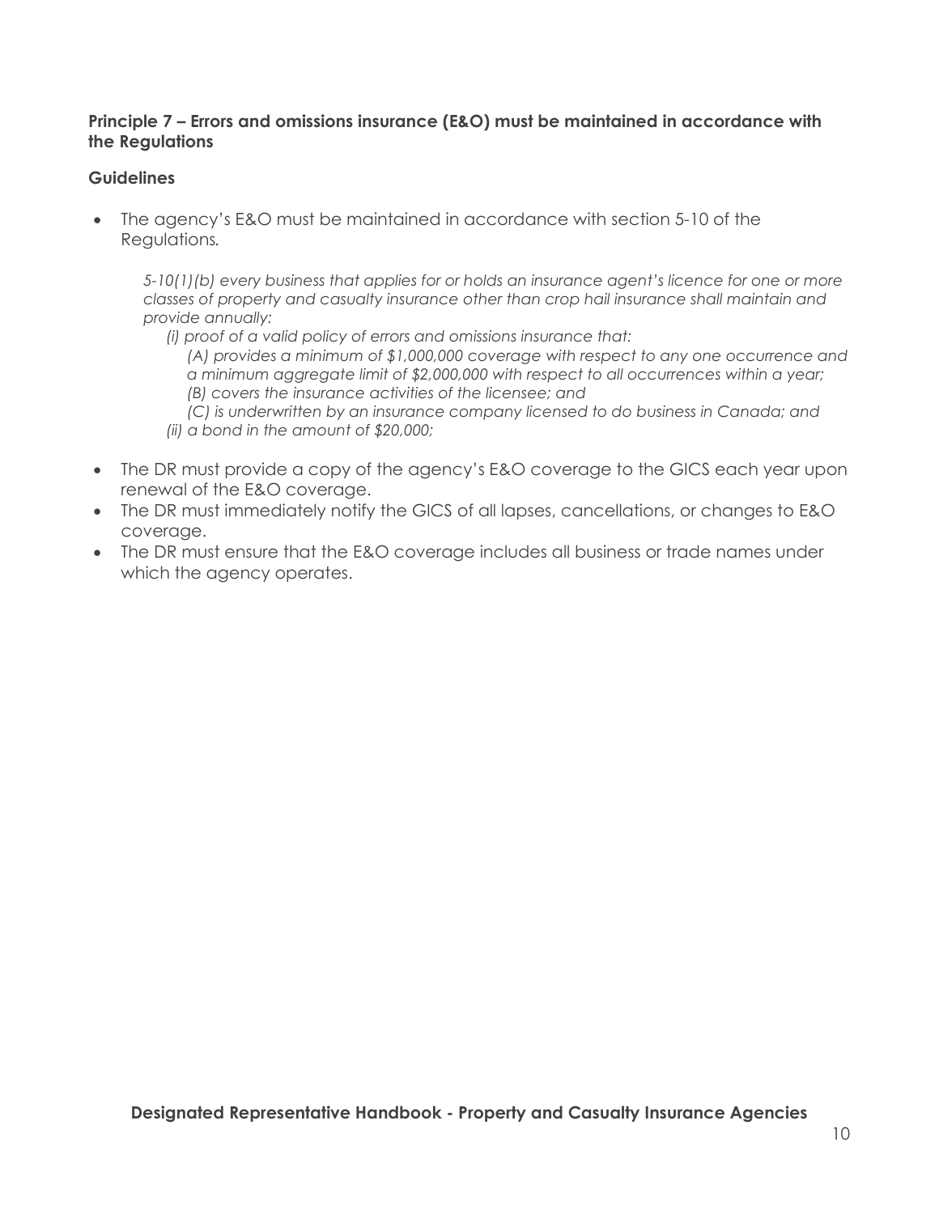**Principle 7 – Errors and omissions insurance (E&O) must be maintained in accordance with the Regulations**

**Guidelines**

- The agency's E&O must be maintained in accordance with section 5-10 of the Regulations*.*

  *5-10(1)(b) every business that applies for or holds an insurance agent's licence for one or more classes of property and casualty insurance other than crop hail insurance shall maintain and provide annually:*

  *(i) proof of a valid policy of errors and omissions insurance that:*

  *(A) provides a minimum of $1,000,000 coverage with respect to any one occurrence and a minimum aggregate limit of $2,000,000 with respect to all occurrences within a year;*

  *(B) covers the insurance activities of the licensee; and*

  *(C) is underwritten by an insurance company licensed to do business in Canada; and*

  *(ii) a bond in the amount of $20,000;*

- The DR must provide a copy of the agency's E&O coverage to the GICS each year upon renewal of the E&O coverage.
- The DR must immediately notify the GICS of all lapses, cancellations, or changes to E&O coverage.
- The DR must ensure that the E&O coverage includes all business or trade names under which the agency operates.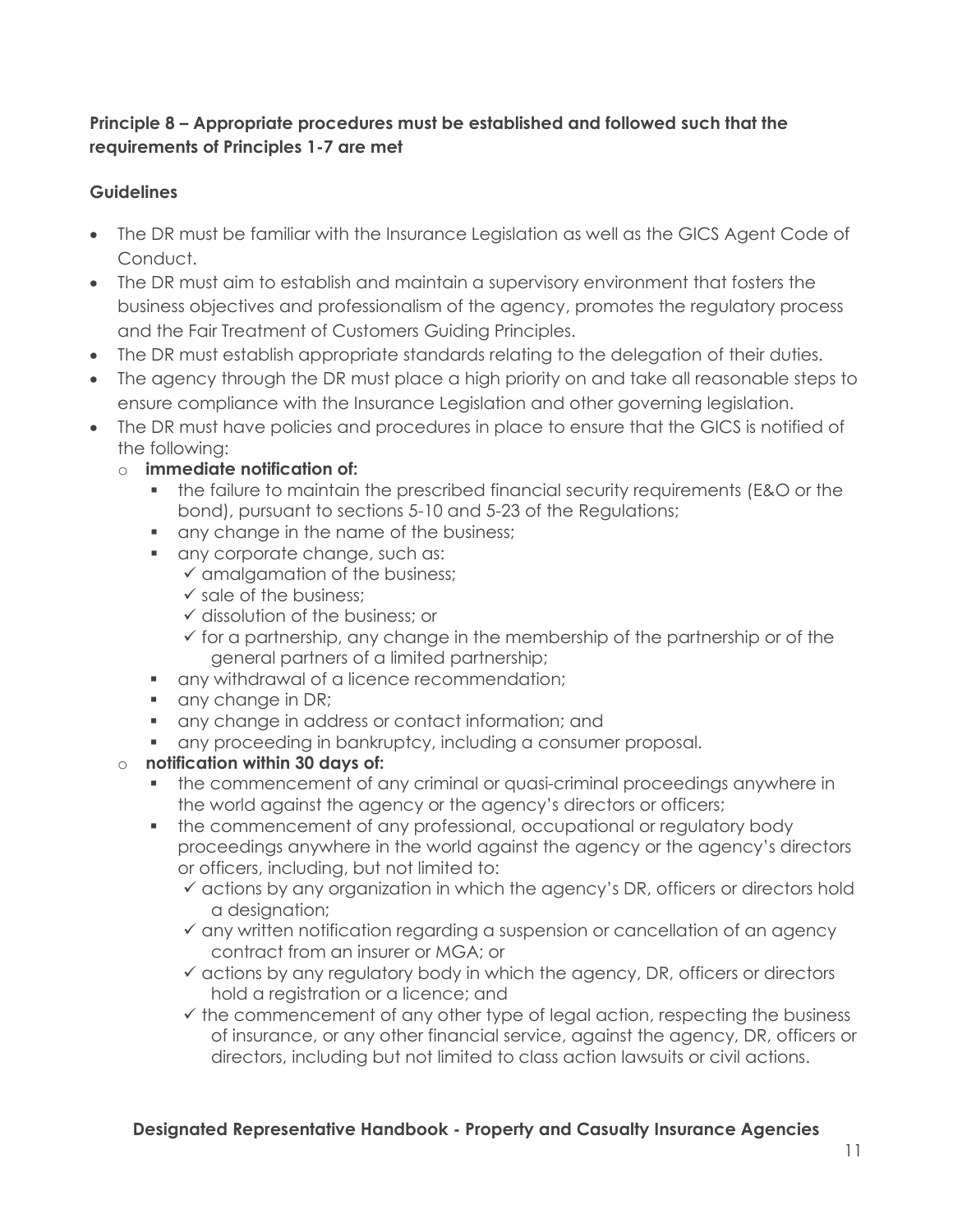**Principle 8 – Appropriate procedures must be established and followed such that the requirements of Principles 1-7 are met**

**Guidelines**

- The DR must be familiar with the Insurance Legislation as well as the GICS Agent Code of Conduct.
- The DR must aim to establish and maintain a supervisory environment that fosters the business objectives and professionalism of the agency, promotes the regulatory process and the Fair Treatment of Customers Guiding Principles.
- The DR must establish appropriate standards relating to the delegation of their duties.
- The agency through the DR must place a high priority on and take all reasonable steps to ensure compliance with the Insurance Legislation and other governing legislation.
- The DR must have policies and procedures in place to ensure that the GICS is notified of the following:
  - **immediate notification of:**
    - the failure to maintain the prescribed financial security requirements (E&O or the bond), pursuant to sections 5-10 and 5-23 of the Regulations;
    - any change in the name of the business;
    - any corporate change, such as:
      - ✓ amalgamation of the business;
      - ✓ sale of the business;
      - ✓ dissolution of the business; or
      - ✓ for a partnership, any change in the membership of the partnership or of the general partners of a limited partnership;
    - any withdrawal of a licence recommendation;
    - any change in DR;
    - any change in address or contact information; and
    - any proceeding in bankruptcy, including a consumer proposal.
  - **notification within 30 days of:**
    - the commencement of any criminal or quasi-criminal proceedings anywhere in the world against the agency or the agency's directors or officers;
    - the commencement of any professional, occupational or regulatory body proceedings anywhere in the world against the agency or the agency's directors or officers, including, but not limited to:
      - ✓ actions by any organization in which the agency's DR, officers or directors hold a designation;
      - ✓ any written notification regarding a suspension or cancellation of an agency contract from an insurer or MGA; or
      - ✓ actions by any regulatory body in which the agency, DR, officers or directors hold a registration or a licence; and
      - ✓ the commencement of any other type of legal action, respecting the business of insurance, or any other financial service, against the agency, DR, officers or directors, including but not limited to class action lawsuits or civil actions.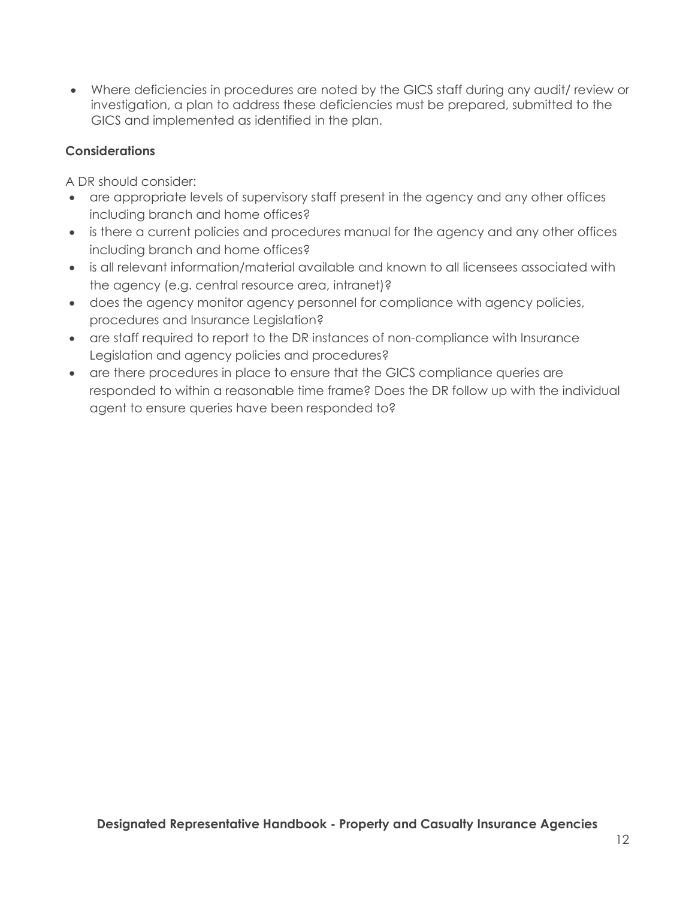- Where deficiencies in procedures are noted by the GICS staff during any audit/ review or investigation, a plan to address these deficiencies must be prepared, submitted to the GICS and implemented as identified in the plan.

**Considerations**

A DR should consider:

- are appropriate levels of supervisory staff present in the agency and any other offices including branch and home offices?
- is there a current policies and procedures manual for the agency and any other offices including branch and home offices?
- is all relevant information/material available and known to all licensees associated with the agency (e.g. central resource area, intranet)?
- does the agency monitor agency personnel for compliance with agency policies, procedures and Insurance Legislation?
- are staff required to report to the DR instances of non-compliance with Insurance Legislation and agency policies and procedures?
- are there procedures in place to ensure that the GICS compliance queries are responded to within a reasonable time frame? Does the DR follow up with the individual agent to ensure queries have been responded to?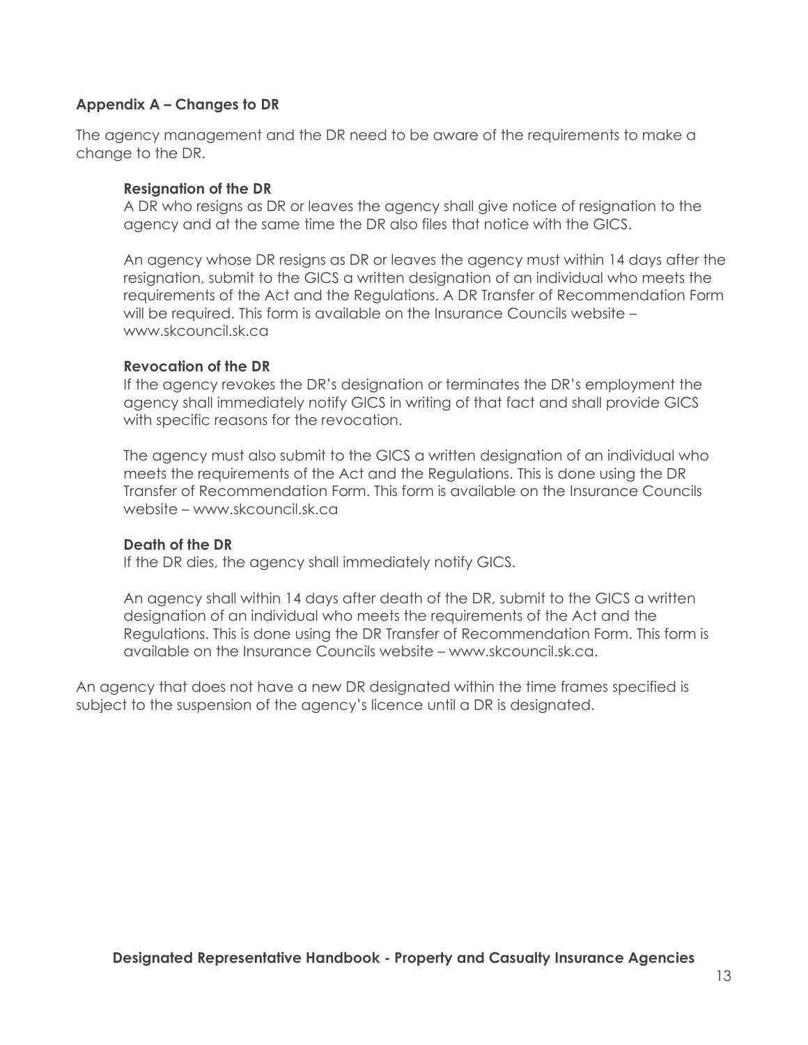## Appendix A – Changes to DR

The agency management and the DR need to be aware of the requirements to make a change to the DR.

### Resignation of the DR

A DR who resigns as DR or leaves the agency shall give notice of resignation to the agency and at the same time the DR also files that notice with the GICS.

An agency whose DR resigns as DR or leaves the agency must within 14 days after the resignation, submit to the GICS a written designation of an individual who meets the requirements of the Act and the Regulations. A DR Transfer of Recommendation Form will be required. This form is available on the Insurance Councils website – www.skcouncil.sk.ca

### Revocation of the DR

If the agency revokes the DR's designation or terminates the DR's employment the agency shall immediately notify GICS in writing of that fact and shall provide GICS with specific reasons for the revocation.

The agency must also submit to the GICS a written designation of an individual who meets the requirements of the Act and the Regulations. This is done using the DR Transfer of Recommendation Form. This form is available on the Insurance Councils website – www.skcouncil.sk.ca

### Death of the DR

If the DR dies, the agency shall immediately notify GICS.

An agency shall within 14 days after death of the DR, submit to the GICS a written designation of an individual who meets the requirements of the Act and the Regulations. This is done using the DR Transfer of Recommendation Form. This form is available on the Insurance Councils website – www.skcouncil.sk.ca.

An agency that does not have a new DR designated within the time frames specified is subject to the suspension of the agency's licence until a DR is designated.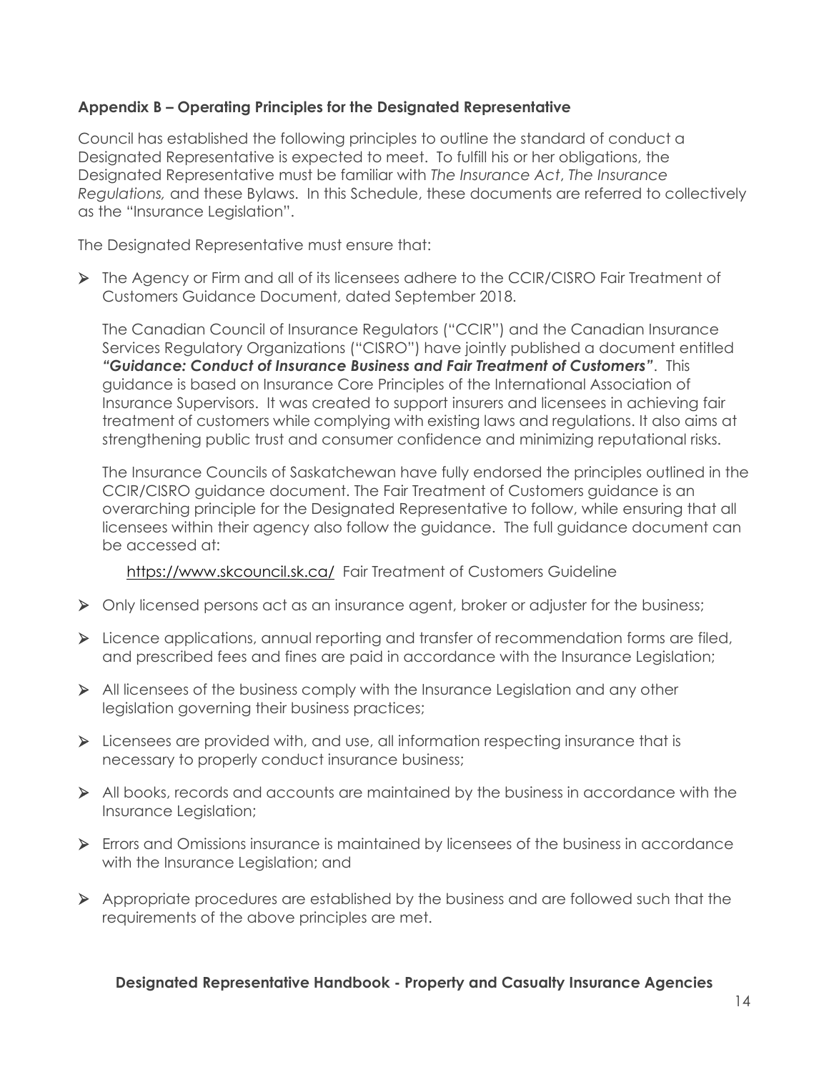## Appendix B – Operating Principles for the Designated Representative

Council has established the following principles to outline the standard of conduct a Designated Representative is expected to meet. To fulfill his or her obligations, the Designated Representative must be familiar with *The Insurance Act*, *The Insurance Regulations,* and these Bylaws. In this Schedule, these documents are referred to collectively as the "Insurance Legislation".

The Designated Representative must ensure that:

- The Agency or Firm and all of its licensees adhere to the CCIR/CISRO Fair Treatment of Customers Guidance Document, dated September 2018.

  The Canadian Council of Insurance Regulators ("CCIR") and the Canadian Insurance Services Regulatory Organizations ("CISRO") have jointly published a document entitled ***"Guidance: Conduct of Insurance Business and Fair Treatment of Customers"***. This guidance is based on Insurance Core Principles of the International Association of Insurance Supervisors. It was created to support insurers and licensees in achieving fair treatment of customers while complying with existing laws and regulations. It also aims at strengthening public trust and consumer confidence and minimizing reputational risks.

  The Insurance Councils of Saskatchewan have fully endorsed the principles outlined in the CCIR/CISRO guidance document. The Fair Treatment of Customers guidance is an overarching principle for the Designated Representative to follow, while ensuring that all licensees within their agency also follow the guidance. The full guidance document can be accessed at:

  https://www.skcouncil.sk.ca/ Fair Treatment of Customers Guideline

- Only licensed persons act as an insurance agent, broker or adjuster for the business;
- Licence applications, annual reporting and transfer of recommendation forms are filed, and prescribed fees and fines are paid in accordance with the Insurance Legislation;
- All licensees of the business comply with the Insurance Legislation and any other legislation governing their business practices;
- Licensees are provided with, and use, all information respecting insurance that is necessary to properly conduct insurance business;
- All books, records and accounts are maintained by the business in accordance with the Insurance Legislation;
- Errors and Omissions insurance is maintained by licensees of the business in accordance with the Insurance Legislation; and
- Appropriate procedures are established by the business and are followed such that the requirements of the above principles are met.